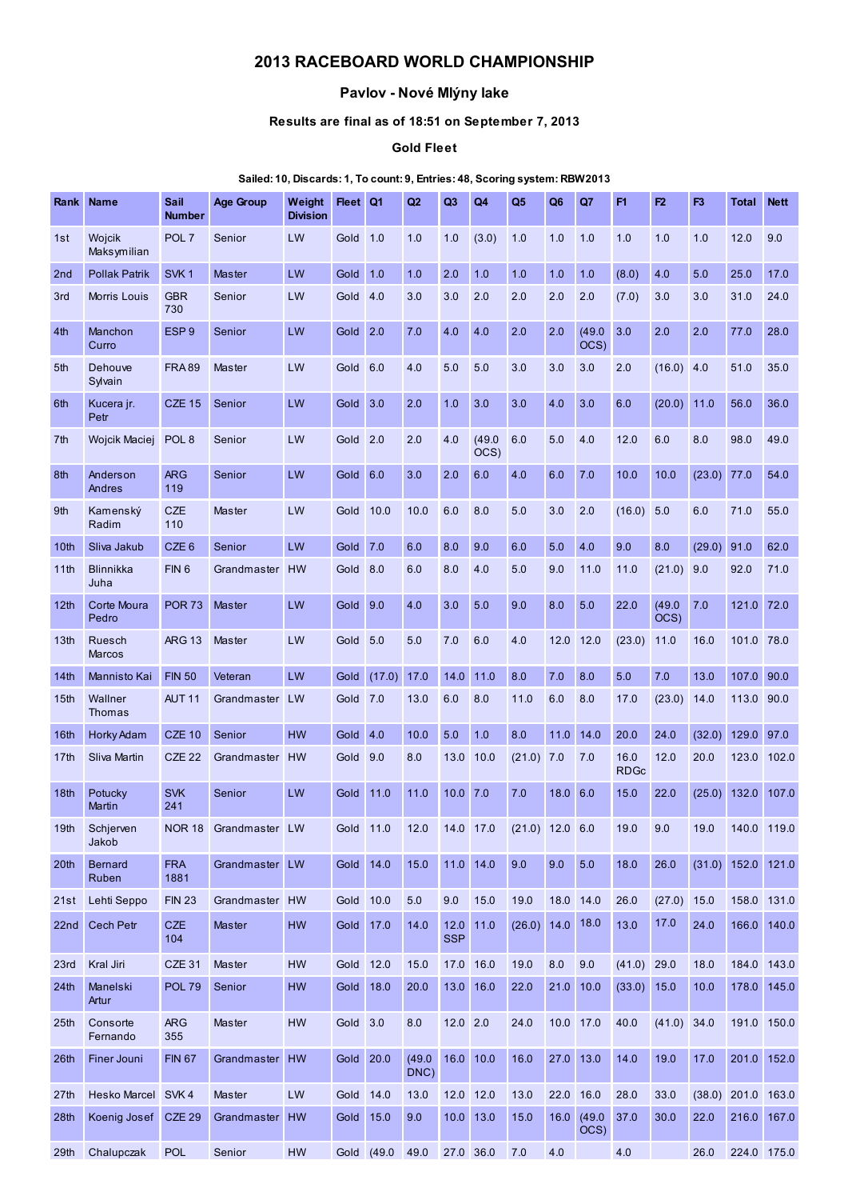# 2013 RACEBOARD WORLD CHAMPIONSHIP

## Pavlov - Nové Mlýny lake

### Results are final as of 18:51 on September 7, 2013

### Gold Fleet

**Sailed: 10, Discards: 1, To count: 9, Entries: 48, Scoring system: RBW2013**

| Rank | Name | Sail Number | Age Group | Weight Division | Fleet | Q1 | Q2 | Q3 | Q4 | Q5 | Q6 | Q7 | F1 | F2 | F3 | Total | Nett |
|---|---|---|---|---|---|---|---|---|---|---|---|---|---|---|---|---|---|
| 1st | Wojcik Maksymilian | POL 7 | Senior | LW | Gold | 1.0 | 1.0 | 1.0 | (3.0) | 1.0 | 1.0 | 1.0 | 1.0 | 1.0 | 1.0 | 12.0 | 9.0 |
| 2nd | Pollak Patrik | SVK 1 | Master | LW | Gold | 1.0 | 1.0 | 2.0 | 1.0 | 1.0 | 1.0 | 1.0 | (8.0) | 4.0 | 5.0 | 25.0 | 17.0 |
| 3rd | Morris Louis | GBR 730 | Senior | LW | Gold | 4.0 | 3.0 | 3.0 | 2.0 | 2.0 | 2.0 | 2.0 | (7.0) | 3.0 | 3.0 | 31.0 | 24.0 |
| 4th | Manchon Curro | ESP 9 | Senior | LW | Gold | 2.0 | 7.0 | 4.0 | 4.0 | 2.0 | 2.0 | (49.0 OCS) | 3.0 | 2.0 | 2.0 | 77.0 | 28.0 |
| 5th | Dehouve Sylvain | FRA 89 | Master | LW | Gold | 6.0 | 4.0 | 5.0 | 5.0 | 3.0 | 3.0 | 3.0 | 2.0 | (16.0) | 4.0 | 51.0 | 35.0 |
| 6th | Kucera jr. Petr | CZE 15 | Senior | LW | Gold | 3.0 | 2.0 | 1.0 | 3.0 | 3.0 | 4.0 | 3.0 | 6.0 | (20.0) | 11.0 | 56.0 | 36.0 |
| 7th | Wojcik Maciej | POL 8 | Senior | LW | Gold | 2.0 | 2.0 | 4.0 | (49.0 OCS) | 6.0 | 5.0 | 4.0 | 12.0 | 6.0 | 8.0 | 98.0 | 49.0 |
| 8th | Anderson Andres | ARG 119 | Senior | LW | Gold | 6.0 | 3.0 | 2.0 | 6.0 | 4.0 | 6.0 | 7.0 | 10.0 | 10.0 | (23.0) | 77.0 | 54.0 |
| 9th | Kamenský Radim | CZE 110 | Master | LW | Gold | 10.0 | 10.0 | 6.0 | 8.0 | 5.0 | 3.0 | 2.0 | (16.0) | 5.0 | 6.0 | 71.0 | 55.0 |
| 10th | Sliva Jakub | CZE 6 | Senior | LW | Gold | 7.0 | 6.0 | 8.0 | 9.0 | 6.0 | 5.0 | 4.0 | 9.0 | 8.0 | (29.0) | 91.0 | 62.0 |
| 11th | Blinnikka Juha | FIN 6 | Grandmaster | HW | Gold | 8.0 | 6.0 | 8.0 | 4.0 | 5.0 | 9.0 | 11.0 | 11.0 | (21.0) | 9.0 | 92.0 | 71.0 |
| 12th | Corte Moura Pedro | POR 73 | Master | LW | Gold | 9.0 | 4.0 | 3.0 | 5.0 | 9.0 | 8.0 | 5.0 | 22.0 | (49.0 OCS) | 7.0 | 121.0 | 72.0 |
| 13th | Ruesch Marcos | ARG 13 | Master | LW | Gold | 5.0 | 5.0 | 7.0 | 6.0 | 4.0 | 12.0 | 12.0 | (23.0) | 11.0 | 16.0 | 101.0 | 78.0 |
| 14th | Mannisto Kai | FIN 50 | Veteran | LW | Gold | (17.0) | 17.0 | 14.0 | 11.0 | 8.0 | 7.0 | 8.0 | 5.0 | 7.0 | 13.0 | 107.0 | 90.0 |
| 15th | Wallner Thomas | AUT 11 | Grandmaster | LW | Gold | 7.0 | 13.0 | 6.0 | 8.0 | 11.0 | 6.0 | 8.0 | 17.0 | (23.0) | 14.0 | 113.0 | 90.0 |
| 16th | Horky Adam | CZE 10 | Senior | HW | Gold | 4.0 | 10.0 | 5.0 | 1.0 | 8.0 | 11.0 | 14.0 | 20.0 | 24.0 | (32.0) | 129.0 | 97.0 |
| 17th | Sliva Martin | CZE 22 | Grandmaster | HW | Gold | 9.0 | 8.0 | 13.0 | 10.0 | (21.0) | 7.0 | 7.0 | 16.0 RDGc | 12.0 | 20.0 | 123.0 | 102.0 |
| 18th | Potucky Martin | SVK 241 | Senior | LW | Gold | 11.0 | 11.0 | 10.0 | 7.0 | 7.0 | 18.0 | 6.0 | 15.0 | 22.0 | (25.0) | 132.0 | 107.0 |
| 19th | Schjerven Jakob | NOR 18 | Grandmaster | LW | Gold | 11.0 | 12.0 | 14.0 | 17.0 | (21.0) | 12.0 | 6.0 | 19.0 | 9.0 | 19.0 | 140.0 | 119.0 |
| 20th | Bernard Ruben | FRA 1881 | Grandmaster | LW | Gold | 14.0 | 15.0 | 11.0 | 14.0 | 9.0 | 9.0 | 5.0 | 18.0 | 26.0 | (31.0) | 152.0 | 121.0 |
| 21st | Lehti Seppo | FIN 23 | Grandmaster | HW | Gold | 10.0 | 5.0 | 9.0 | 15.0 | 19.0 | 18.0 | 14.0 | 26.0 | (27.0) | 15.0 | 158.0 | 131.0 |
| 22nd | Cech Petr | CZE 104 | Master | HW | Gold | 17.0 | 14.0 | 12.0 SSP | 11.0 | (26.0) | 14.0 | 18.0 | 13.0 | 17.0 | 24.0 | 166.0 | 140.0 |
| 23rd | Kral Jiri | CZE 31 | Master | HW | Gold | 12.0 | 15.0 | 17.0 | 16.0 | 19.0 | 8.0 | 9.0 | (41.0) | 29.0 | 18.0 | 184.0 | 143.0 |
| 24th | Manelski Artur | POL 79 | Senior | HW | Gold | 18.0 | 20.0 | 13.0 | 16.0 | 22.0 | 21.0 | 10.0 | (33.0) | 15.0 | 10.0 | 178.0 | 145.0 |
| 25th | Consorte Fernando | ARG 355 | Master | HW | Gold | 3.0 | 8.0 | 12.0 | 2.0 | 24.0 | 10.0 | 17.0 | 40.0 | (41.0) | 34.0 | 191.0 | 150.0 |
| 26th | Finer Jouni | FIN 67 | Grandmaster | HW | Gold | 20.0 | (49.0 DNC) | 16.0 | 10.0 | 16.0 | 27.0 | 13.0 | 14.0 | 19.0 | 17.0 | 201.0 | 152.0 |
| 27th | Hesko Marcel | SVK 4 | Master | LW | Gold | 14.0 | 13.0 | 12.0 | 12.0 | 13.0 | 22.0 | 16.0 | 28.0 | 33.0 | (38.0) | 201.0 | 163.0 |
| 28th | Koenig Josef | CZE 29 | Grandmaster | HW | Gold | 15.0 | 9.0 | 10.0 | 13.0 | 15.0 | 16.0 | (49.0 OCS) | 37.0 | 30.0 | 22.0 | 216.0 | 167.0 |
| 29th | Chalupczak | POL | Senior | HW | Gold | (49.0 | 49.0 | 27.0 | 36.0 | 7.0 | 4.0 | | 4.0 | | 26.0 | 224.0 | 175.0 |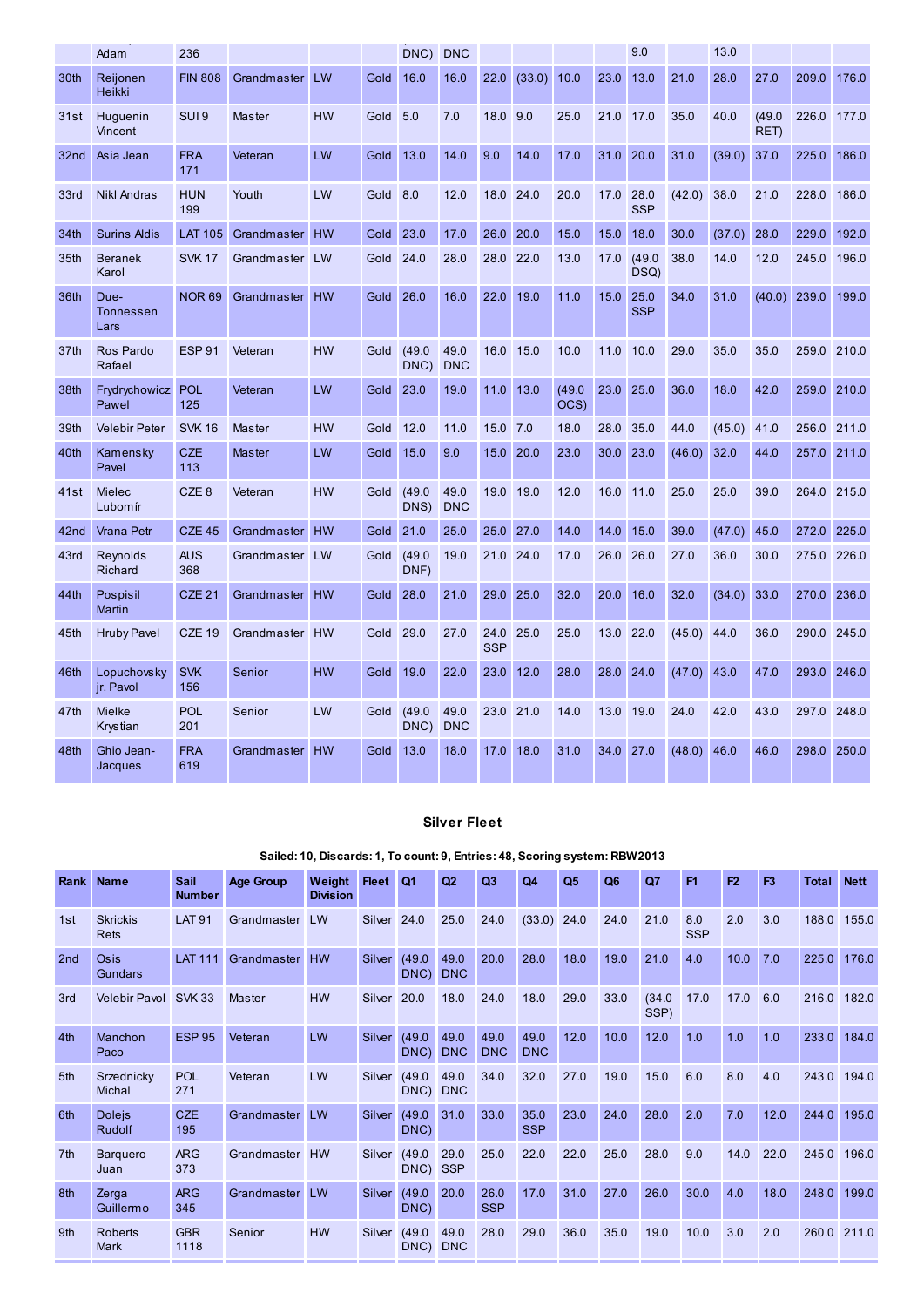| | Adam | 236 | | | | DNC) | DNC | | | | | 9.0 | | 13.0 | | | |
|---|---|---|---|---|---|---|---|---|---|---|---|---|---|---|---|---|---|
| 30th | Reijonen Heikki | FIN 808 | Grandmaster | LW | Gold | 16.0 | 16.0 | 22.0 | (33.0) | 10.0 | 23.0 | 13.0 | 21.0 | 28.0 | 27.0 | 209.0 | 176.0 |
| 31st | Huguenin Vincent | SUI 9 | Master | HW | Gold | 5.0 | 7.0 | 18.0 | 9.0 | 25.0 | 21.0 | 17.0 | 35.0 | 40.0 | (49.0 RET) | 226.0 | 177.0 |
| 32nd | Asia Jean | FRA 171 | Veteran | LW | Gold | 13.0 | 14.0 | 9.0 | 14.0 | 17.0 | 31.0 | 20.0 | 31.0 | (39.0) | 37.0 | 225.0 | 186.0 |
| 33rd | Nikl Andras | HUN 199 | Youth | LW | Gold | 8.0 | 12.0 | 18.0 | 24.0 | 20.0 | 17.0 | 28.0 SSP | (42.0) | 38.0 | 21.0 | 228.0 | 186.0 |
| 34th | Surins Aldis | LAT 105 | Grandmaster | HW | Gold | 23.0 | 17.0 | 26.0 | 20.0 | 15.0 | 15.0 | 18.0 | 30.0 | (37.0) | 28.0 | 229.0 | 192.0 |
| 35th | Beranek Karol | SVK 17 | Grandmaster | LW | Gold | 24.0 | 28.0 | 28.0 | 22.0 | 13.0 | 17.0 | (49.0 DSQ) | 38.0 | 14.0 | 12.0 | 245.0 | 196.0 |
| 36th | Due-Tonnessen Lars | NOR 69 | Grandmaster | HW | Gold | 26.0 | 16.0 | 22.0 | 19.0 | 11.0 | 15.0 | 25.0 SSP | 34.0 | 31.0 | (40.0) | 239.0 | 199.0 |
| 37th | Ros Pardo Rafael | ESP 91 | Veteran | HW | Gold | (49.0 DNC) | 49.0 DNC | 16.0 | 15.0 | 10.0 | 11.0 | 10.0 | 29.0 | 35.0 | 35.0 | 259.0 | 210.0 |
| 38th | Frydrychowicz Pawel | POL 125 | Veteran | LW | Gold | 23.0 | 19.0 | 11.0 | 13.0 | (49.0 OCS) | 23.0 | 25.0 | 36.0 | 18.0 | 42.0 | 259.0 | 210.0 |
| 39th | Velebir Peter | SVK 16 | Master | HW | Gold | 12.0 | 11.0 | 15.0 | 7.0 | 18.0 | 28.0 | 35.0 | 44.0 | (45.0) | 41.0 | 256.0 | 211.0 |
| 40th | Kamensky Pavel | CZE 113 | Master | LW | Gold | 15.0 | 9.0 | 15.0 | 20.0 | 23.0 | 30.0 | 23.0 | (46.0) | 32.0 | 44.0 | 257.0 | 211.0 |
| 41st | Mielec Lubomír | CZE 8 | Veteran | HW | Gold | (49.0 DNS) | 49.0 DNC | 19.0 | 19.0 | 12.0 | 16.0 | 11.0 | 25.0 | 25.0 | 39.0 | 264.0 | 215.0 |
| 42nd | Vrana Petr | CZE 45 | Grandmaster | HW | Gold | 21.0 | 25.0 | 25.0 | 27.0 | 14.0 | 14.0 | 15.0 | 39.0 | (47.0) | 45.0 | 272.0 | 225.0 |
| 43rd | Reynolds Richard | AUS 368 | Grandmaster | LW | Gold | (49.0 DNF) | 19.0 | 21.0 | 24.0 | 17.0 | 26.0 | 26.0 | 27.0 | 36.0 | 30.0 | 275.0 | 226.0 |
| 44th | Pospisil Martin | CZE 21 | Grandmaster | HW | Gold | 28.0 | 21.0 | 29.0 | 25.0 | 32.0 | 20.0 | 16.0 | 32.0 | (34.0) | 33.0 | 270.0 | 236.0 |
| 45th | Hruby Pavel | CZE 19 | Grandmaster | HW | Gold | 29.0 | 27.0 | 24.0 SSP | 25.0 | 25.0 | 13.0 | 22.0 | (45.0) | 44.0 | 36.0 | 290.0 | 245.0 |
| 46th | Lopuchovsky jr. Pavol | SVK 156 | Senior | HW | Gold | 19.0 | 22.0 | 23.0 | 12.0 | 28.0 | 28.0 | 24.0 | (47.0) | 43.0 | 47.0 | 293.0 | 246.0 |
| 47th | Mielke Krystian | POL 201 | Senior | LW | Gold | (49.0 DNC) | 49.0 DNC | 23.0 | 21.0 | 14.0 | 13.0 | 19.0 | 24.0 | 42.0 | 43.0 | 297.0 | 248.0 |
| 48th | Ghio Jean-Jacques | FRA 619 | Grandmaster | HW | Gold | 13.0 | 18.0 | 17.0 | 18.0 | 31.0 | 34.0 | 27.0 | (48.0) | 46.0 | 46.0 | 298.0 | 250.0 |

### Silver Fleet

**Sailed: 10, Discards: 1, To count: 9, Entries: 48, Scoring system: RBW2013**

| Rank | Name | Sail Number | Age Group | Weight Division | Fleet | Q1 | Q2 | Q3 | Q4 | Q5 | Q6 | Q7 | F1 | F2 | F3 | Total | Nett |
|---|---|---|---|---|---|---|---|---|---|---|---|---|---|---|---|---|---|
| 1st | Skrickis Rets | LAT 91 | Grandmaster | LW | Silver | 24.0 | 25.0 | 24.0 | (33.0) | 24.0 | 24.0 | 21.0 | 8.0 SSP | 2.0 | 3.0 | 188.0 | 155.0 |
| 2nd | Osis Gundars | LAT 111 | Grandmaster | HW | Silver | (49.0 DNC) | 49.0 DNC | 20.0 | 28.0 | 18.0 | 19.0 | 21.0 | 4.0 | 10.0 | 7.0 | 225.0 | 176.0 |
| 3rd | Velebir Pavol | SVK 33 | Master | HW | Silver | 20.0 | 18.0 | 24.0 | 18.0 | 29.0 | 33.0 | (34.0 SSP) | 17.0 | 17.0 | 6.0 | 216.0 | 182.0 |
| 4th | Manchon Paco | ESP 95 | Veteran | LW | Silver | (49.0 DNC) | 49.0 DNC | 49.0 DNC | 49.0 DNC | 12.0 | 10.0 | 12.0 | 1.0 | 1.0 | 1.0 | 233.0 | 184.0 |
| 5th | Srzednicky Michal | POL 271 | Veteran | LW | Silver | (49.0 DNC) | 49.0 DNC | 34.0 | 32.0 | 27.0 | 19.0 | 15.0 | 6.0 | 8.0 | 4.0 | 243.0 | 194.0 |
| 6th | Dolejs Rudolf | CZE 195 | Grandmaster | LW | Silver | (49.0 DNC) | 31.0 | 33.0 | 35.0 SSP | 23.0 | 24.0 | 28.0 | 2.0 | 7.0 | 12.0 | 244.0 | 195.0 |
| 7th | Barquero Juan | ARG 373 | Grandmaster | HW | Silver | (49.0 DNC) | 29.0 SSP | 25.0 | 22.0 | 22.0 | 25.0 | 28.0 | 9.0 | 14.0 | 22.0 | 245.0 | 196.0 |
| 8th | Zerga Guillermo | ARG 345 | Grandmaster | LW | Silver | (49.0 DNC) | 20.0 | 26.0 SSP | 17.0 | 31.0 | 27.0 | 26.0 | 30.0 | 4.0 | 18.0 | 248.0 | 199.0 |
| 9th | Roberts Mark | GBR 1118 | Senior | HW | Silver | (49.0 DNC) | 49.0 DNC | 28.0 | 29.0 | 36.0 | 35.0 | 19.0 | 10.0 | 3.0 | 2.0 | 260.0 | 211.0 |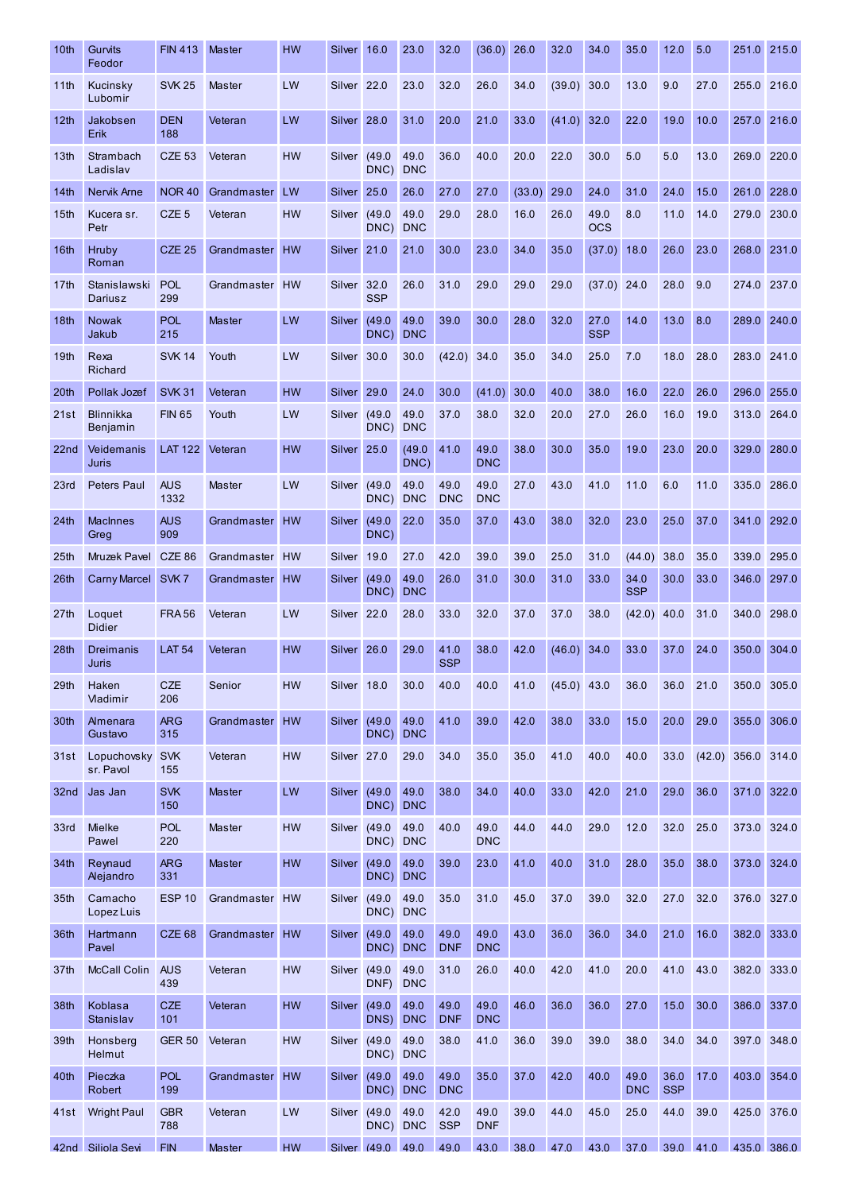| 10th | Gurvits Feodor | FIN 413 | Master | HW | Silver | 16.0 | 23.0 | 32.0 | (36.0) | 26.0 | 32.0 | 34.0 | 35.0 | 12.0 | 5.0 | 251.0 | 215.0 |
|---|---|---|---|---|---|---|---|---|---|---|---|---|---|---|---|---|---|
| 11th | Kucinsky Lubomir | SVK 25 | Master | LW | Silver | 22.0 | 23.0 | 32.0 | 26.0 | 34.0 | (39.0) | 30.0 | 13.0 | 9.0 | 27.0 | 255.0 | 216.0 |
| 12th | Jakobsen Erik | DEN 188 | Veteran | LW | Silver | 28.0 | 31.0 | 20.0 | 21.0 | 33.0 | (41.0) | 32.0 | 22.0 | 19.0 | 10.0 | 257.0 | 216.0 |
| 13th | Strambach Ladislav | CZE 53 | Veteran | HW | Silver | (49.0 DNC) | 49.0 DNC | 36.0 | 40.0 | 20.0 | 22.0 | 30.0 | 5.0 | 5.0 | 13.0 | 269.0 | 220.0 |
| 14th | Nervik Arne | NOR 40 | Grandmaster | LW | Silver | 25.0 | 26.0 | 27.0 | 27.0 | (33.0) | 29.0 | 24.0 | 31.0 | 24.0 | 15.0 | 261.0 | 228.0 |
| 15th | Kucera sr. Petr | CZE 5 | Veteran | HW | Silver | (49.0 DNC) | 49.0 DNC | 29.0 | 28.0 | 16.0 | 26.0 | 49.0 OCS | 8.0 | 11.0 | 14.0 | 279.0 | 230.0 |
| 16th | Hruby Roman | CZE 25 | Grandmaster | HW | Silver | 21.0 | 21.0 | 30.0 | 23.0 | 34.0 | 35.0 | (37.0) | 18.0 | 26.0 | 23.0 | 268.0 | 231.0 |
| 17th | Stanislawski Dariusz | POL 299 | Grandmaster | HW | Silver | 32.0 SSP | 26.0 | 31.0 | 29.0 | 29.0 | 29.0 | (37.0) | 24.0 | 28.0 | 9.0 | 274.0 | 237.0 |
| 18th | Nowak Jakub | POL 215 | Master | LW | Silver | (49.0 DNC) | 49.0 DNC | 39.0 | 30.0 | 28.0 | 32.0 | 27.0 SSP | 14.0 | 13.0 | 8.0 | 289.0 | 240.0 |
| 19th | Rexa Richard | SVK 14 | Youth | LW | Silver | 30.0 | 30.0 | (42.0) | 34.0 | 35.0 | 34.0 | 25.0 | 7.0 | 18.0 | 28.0 | 283.0 | 241.0 |
| 20th | Pollak Jozef | SVK 31 | Veteran | HW | Silver | 29.0 | 24.0 | 30.0 | (41.0) | 30.0 | 40.0 | 38.0 | 16.0 | 22.0 | 26.0 | 296.0 | 255.0 |
| 21st | Blinnikka Benjamin | FIN 65 | Youth | LW | Silver | (49.0 DNC) | 49.0 DNC | 37.0 | 38.0 | 32.0 | 20.0 | 27.0 | 26.0 | 16.0 | 19.0 | 313.0 | 264.0 |
| 22nd | Veidemanis Juris | LAT 122 | Veteran | HW | Silver | 25.0 | (49.0 DNC) | 41.0 | 49.0 DNC | 38.0 | 30.0 | 35.0 | 19.0 | 23.0 | 20.0 | 329.0 | 280.0 |
| 23rd | Peters Paul | AUS 1332 | Master | LW | Silver | (49.0 DNC) | 49.0 DNC | 49.0 DNC | 49.0 DNC | 27.0 | 43.0 | 41.0 | 11.0 | 6.0 | 11.0 | 335.0 | 286.0 |
| 24th | MacInnes Greg | AUS 909 | Grandmaster | HW | Silver | (49.0 DNC) | 22.0 | 35.0 | 37.0 | 43.0 | 38.0 | 32.0 | 23.0 | 25.0 | 37.0 | 341.0 | 292.0 |
| 25th | Mruzek Pavel | CZE 86 | Grandmaster | HW | Silver | 19.0 | 27.0 | 42.0 | 39.0 | 39.0 | 25.0 | 31.0 | (44.0) | 38.0 | 35.0 | 339.0 | 295.0 |
| 26th | Carny Marcel | SVK 7 | Grandmaster | HW | Silver | (49.0 DNC) | 49.0 DNC | 26.0 | 31.0 | 30.0 | 31.0 | 33.0 | 34.0 SSP | 30.0 | 33.0 | 346.0 | 297.0 |
| 27th | Loquet Didier | FRA 56 | Veteran | LW | Silver | 22.0 | 28.0 | 33.0 | 32.0 | 37.0 | 37.0 | 38.0 | (42.0) | 40.0 | 31.0 | 340.0 | 298.0 |
| 28th | Dreimanis Juris | LAT 54 | Veteran | HW | Silver | 26.0 | 29.0 | 41.0 SSP | 38.0 | 42.0 | (46.0) | 34.0 | 33.0 | 37.0 | 24.0 | 350.0 | 304.0 |
| 29th | Haken Vladimir | CZE 206 | Senior | HW | Silver | 18.0 | 30.0 | 40.0 | 40.0 | 41.0 | (45.0) | 43.0 | 36.0 | 36.0 | 21.0 | 350.0 | 305.0 |
| 30th | Almenara Gustavo | ARG 315 | Grandmaster | HW | Silver | (49.0 DNC) | 49.0 DNC | 41.0 | 39.0 | 42.0 | 38.0 | 33.0 | 15.0 | 20.0 | 29.0 | 355.0 | 306.0 |
| 31st | Lopuchovsky sr. Pavol | SVK 155 | Veteran | HW | Silver | 27.0 | 29.0 | 34.0 | 35.0 | 35.0 | 41.0 | 40.0 | 40.0 | 33.0 | (42.0) | 356.0 | 314.0 |
| 32nd | Jas Jan | SVK 150 | Master | LW | Silver | (49.0 DNC) | 49.0 DNC | 38.0 | 34.0 | 40.0 | 33.0 | 42.0 | 21.0 | 29.0 | 36.0 | 371.0 | 322.0 |
| 33rd | Mielke Pawel | POL 220 | Master | HW | Silver | (49.0 DNC) | 49.0 DNC | 40.0 | 49.0 DNC | 44.0 | 44.0 | 29.0 | 12.0 | 32.0 | 25.0 | 373.0 | 324.0 |
| 34th | Reynaud Alejandro | ARG 331 | Master | HW | Silver | (49.0 DNC) | 49.0 DNC | 39.0 | 23.0 | 41.0 | 40.0 | 31.0 | 28.0 | 35.0 | 38.0 | 373.0 | 324.0 |
| 35th | Camacho Lopez Luis | ESP 10 | Grandmaster | HW | Silver | (49.0 DNC) | 49.0 DNC | 35.0 | 31.0 | 45.0 | 37.0 | 39.0 | 32.0 | 27.0 | 32.0 | 376.0 | 327.0 |
| 36th | Hartmann Pavel | CZE 68 | Grandmaster | HW | Silver | (49.0 DNC) | 49.0 DNC | 49.0 DNF | 49.0 DNC | 43.0 | 36.0 | 36.0 | 34.0 | 21.0 | 16.0 | 382.0 | 333.0 |
| 37th | McCall Colin | AUS 439 | Veteran | HW | Silver | (49.0 DNF) | 49.0 DNC | 31.0 | 26.0 | 40.0 | 42.0 | 41.0 | 20.0 | 41.0 | 43.0 | 382.0 | 333.0 |
| 38th | Koblasa Stanislav | CZE 101 | Veteran | HW | Silver | (49.0 DNS) | 49.0 DNC | 49.0 DNF | 49.0 DNC | 46.0 | 36.0 | 36.0 | 27.0 | 15.0 | 30.0 | 386.0 | 337.0 |
| 39th | Honsberg Helmut | GER 50 | Veteran | HW | Silver | (49.0 DNC) | 49.0 DNC | 38.0 | 41.0 | 36.0 | 39.0 | 39.0 | 38.0 | 34.0 | 34.0 | 397.0 | 348.0 |
| 40th | Pieczka Robert | POL 199 | Grandmaster | HW | Silver | (49.0 DNC) | 49.0 DNC | 49.0 DNC | 35.0 | 37.0 | 42.0 | 40.0 | 49.0 DNC | 36.0 SSP | 17.0 | 403.0 | 354.0 |
| 41st | Wright Paul | GBR 788 | Veteran | LW | Silver | (49.0 DNC) | 49.0 DNC | 42.0 SSP | 49.0 DNF | 39.0 | 44.0 | 45.0 | 25.0 | 44.0 | 39.0 | 425.0 | 376.0 |
| 42nd | Siliola Sevi | FIN | Master | HW | Silver | (49.0 | 49.0 | 49.0 | 43.0 | 38.0 | 47.0 | 43.0 | 37.0 | 39.0 | 41.0 | 435.0 | 386.0 |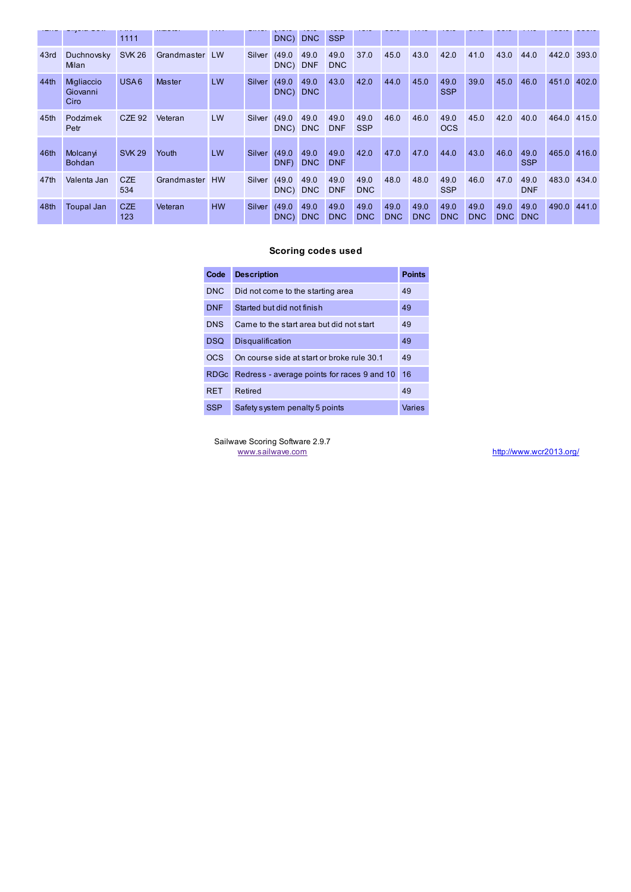| | | | | | | | | | | | | | | | | | |
|---|---|---|---|---|---|---|---|---|---|---|---|---|---|---|---|---|---|
| | | 1111 | | | | DNC) | DNC | SSP | | | | | | | | | |
| 43rd | Duchnovsky Milan | SVK 26 | Grandmaster | LW | Silver | (49.0 DNC) | 49.0 DNF | 49.0 DNC | 37.0 | 45.0 | 43.0 | 42.0 | 41.0 | 43.0 | 44.0 | 442.0 | 393.0 |
| 44th | Migliaccio Giovanni Ciro | USA 6 | Master | LW | Silver | (49.0 DNC) | 49.0 DNC | 43.0 | 42.0 | 44.0 | 45.0 | 49.0 SSP | 39.0 | 45.0 | 46.0 | 451.0 | 402.0 |
| 45th | Podzimek Petr | CZE 92 | Veteran | LW | Silver | (49.0 DNC) | 49.0 DNC | 49.0 DNF | 49.0 SSP | 46.0 | 46.0 | 49.0 OCS | 45.0 | 42.0 | 40.0 | 464.0 | 415.0 |
| 46th | Molcanyi Bohdan | SVK 29 | Youth | LW | Silver | (49.0 DNF) | 49.0 DNC | 49.0 DNF | 42.0 | 47.0 | 47.0 | 44.0 | 43.0 | 46.0 | 49.0 SSP | 465.0 | 416.0 |
| 47th | Valenta Jan | CZE 534 | Grandmaster | HW | Silver | (49.0 DNC) | 49.0 DNC | 49.0 DNF | 49.0 DNC | 48.0 | 48.0 | 49.0 SSP | 46.0 | 47.0 | 49.0 DNF | 483.0 | 434.0 |
| 48th | Toupal Jan | CZE 123 | Veteran | HW | Silver | (49.0 DNC) | 49.0 DNC | 49.0 DNC | 49.0 DNC | 49.0 DNC | 49.0 DNC | 49.0 DNC | 49.0 DNC | 49.0 DNC | 49.0 DNC | 490.0 | 441.0 |

### Scoring codes used

| Code | Description | Points |
|---|---|---|
| DNC | Did not come to the starting area | 49 |
| DNF | Started but did not finish | 49 |
| DNS | Came to the start area but did not start | 49 |
| DSQ | Disqualification | 49 |
| OCS | On course side at start or broke rule 30.1 | 49 |
| RDGc | Redress - average points for races 9 and 10 | 16 |
| RET | Retired | 49 |
| SSP | Safety system penalty 5 points | Varies |

Sailwave Scoring Software 2.9.7
www.sailwave.com

http://www.wcr2013.org/